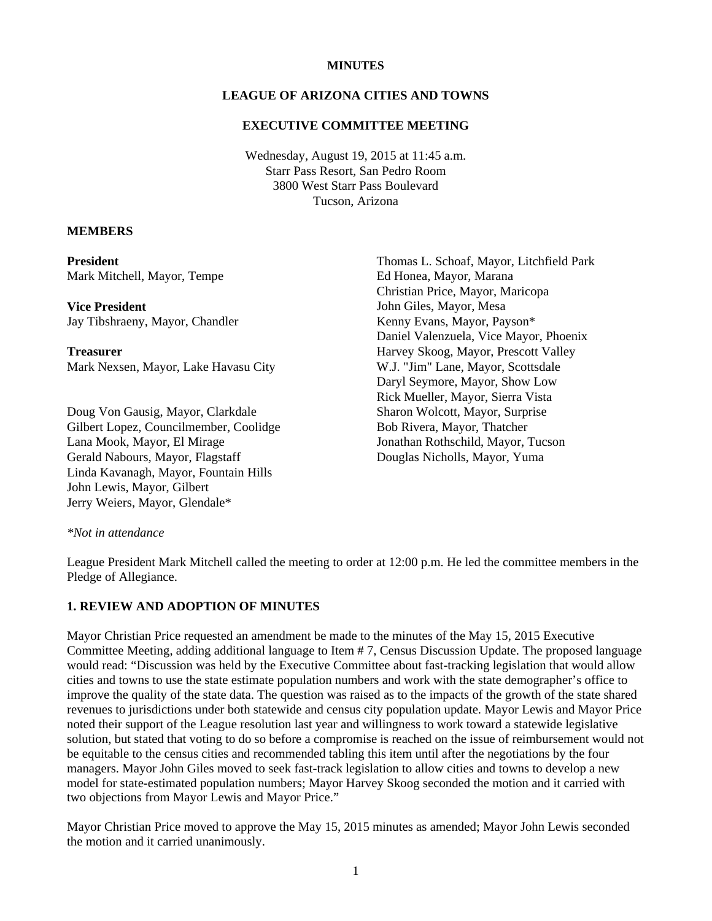**MINUTES**

**LEAGUE OF ARIZONA CITIES AND TOWNS**

**EXECUTIVE COMMITTEE MEETING**

Wednesday, August 19, 2015 at 11:45 a.m.
Starr Pass Resort, San Pedro Room
3800 West Starr Pass Boulevard
Tucson, Arizona

## MEMBERS

**President**
Mark Mitchell, Mayor, Tempe

**Vice President**
Jay Tibshraeny, Mayor, Chandler

**Treasurer**
Mark Nexsen, Mayor, Lake Havasu City

Doug Von Gausig, Mayor, Clarkdale
Gilbert Lopez, Councilmember, Coolidge
Lana Mook, Mayor, El Mirage
Gerald Nabours, Mayor, Flagstaff
Linda Kavanagh, Mayor, Fountain Hills
John Lewis, Mayor, Gilbert
Jerry Weiers, Mayor, Glendale*
Thomas L. Schoaf, Mayor, Litchfield Park
Ed Honea, Mayor, Marana
Christian Price, Mayor, Maricopa
John Giles, Mayor, Mesa
Kenny Evans, Mayor, Payson*
Daniel Valenzuela, Vice Mayor, Phoenix
Harvey Skoog, Mayor, Prescott Valley
W.J. "Jim" Lane, Mayor, Scottsdale
Daryl Seymore, Mayor, Show Low
Rick Mueller, Mayor, Sierra Vista
Sharon Wolcott, Mayor, Surprise
Bob Rivera, Mayor, Thatcher
Jonathan Rothschild, Mayor, Tucson
Douglas Nicholls, Mayor, Yuma

*\*Not in attendance*

League President Mark Mitchell called the meeting to order at 12:00 p.m. He led the committee members in the Pledge of Allegiance.

## 1. REVIEW AND ADOPTION OF MINUTES

Mayor Christian Price requested an amendment be made to the minutes of the May 15, 2015 Executive Committee Meeting, adding additional language to Item # 7, Census Discussion Update. The proposed language would read: "Discussion was held by the Executive Committee about fast-tracking legislation that would allow cities and towns to use the state estimate population numbers and work with the state demographer's office to improve the quality of the state data. The question was raised as to the impacts of the growth of the state shared revenues to jurisdictions under both statewide and census city population update. Mayor Lewis and Mayor Price noted their support of the League resolution last year and willingness to work toward a statewide legislative solution, but stated that voting to do so before a compromise is reached on the issue of reimbursement would not be equitable to the census cities and recommended tabling this item until after the negotiations by the four managers. Mayor John Giles moved to seek fast-track legislation to allow cities and towns to develop a new model for state-estimated population numbers; Mayor Harvey Skoog seconded the motion and it carried with two objections from Mayor Lewis and Mayor Price."

Mayor Christian Price moved to approve the May 15, 2015 minutes as amended; Mayor John Lewis seconded the motion and it carried unanimously.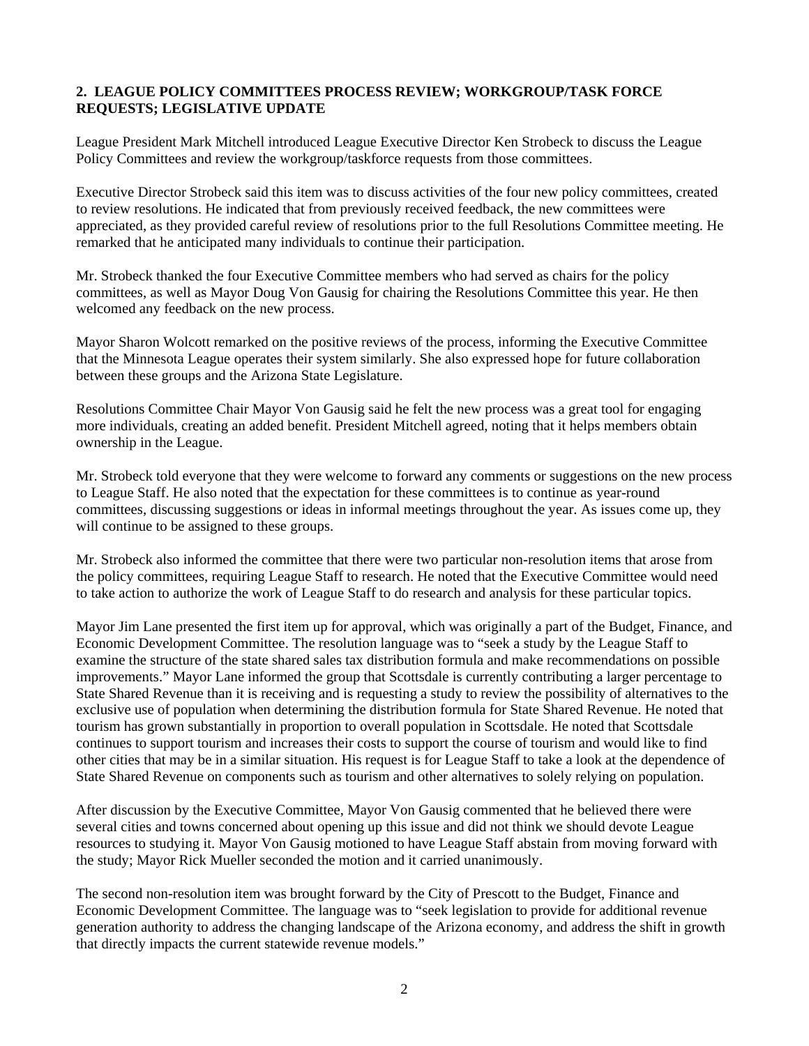## 2. LEAGUE POLICY COMMITTEES PROCESS REVIEW; WORKGROUP/TASK FORCE REQUESTS; LEGISLATIVE UPDATE

League President Mark Mitchell introduced League Executive Director Ken Strobeck to discuss the League Policy Committees and review the workgroup/taskforce requests from those committees.

Executive Director Strobeck said this item was to discuss activities of the four new policy committees, created to review resolutions. He indicated that from previously received feedback, the new committees were appreciated, as they provided careful review of resolutions prior to the full Resolutions Committee meeting. He remarked that he anticipated many individuals to continue their participation.

Mr. Strobeck thanked the four Executive Committee members who had served as chairs for the policy committees, as well as Mayor Doug Von Gausig for chairing the Resolutions Committee this year. He then welcomed any feedback on the new process.

Mayor Sharon Wolcott remarked on the positive reviews of the process, informing the Executive Committee that the Minnesota League operates their system similarly. She also expressed hope for future collaboration between these groups and the Arizona State Legislature.

Resolutions Committee Chair Mayor Von Gausig said he felt the new process was a great tool for engaging more individuals, creating an added benefit. President Mitchell agreed, noting that it helps members obtain ownership in the League.

Mr. Strobeck told everyone that they were welcome to forward any comments or suggestions on the new process to League Staff. He also noted that the expectation for these committees is to continue as year-round committees, discussing suggestions or ideas in informal meetings throughout the year. As issues come up, they will continue to be assigned to these groups.

Mr. Strobeck also informed the committee that there were two particular non-resolution items that arose from the policy committees, requiring League Staff to research. He noted that the Executive Committee would need to take action to authorize the work of League Staff to do research and analysis for these particular topics.

Mayor Jim Lane presented the first item up for approval, which was originally a part of the Budget, Finance, and Economic Development Committee. The resolution language was to "seek a study by the League Staff to examine the structure of the state shared sales tax distribution formula and make recommendations on possible improvements." Mayor Lane informed the group that Scottsdale is currently contributing a larger percentage to State Shared Revenue than it is receiving and is requesting a study to review the possibility of alternatives to the exclusive use of population when determining the distribution formula for State Shared Revenue. He noted that tourism has grown substantially in proportion to overall population in Scottsdale. He noted that Scottsdale continues to support tourism and increases their costs to support the course of tourism and would like to find other cities that may be in a similar situation. His request is for League Staff to take a look at the dependence of State Shared Revenue on components such as tourism and other alternatives to solely relying on population.

After discussion by the Executive Committee, Mayor Von Gausig commented that he believed there were several cities and towns concerned about opening up this issue and did not think we should devote League resources to studying it. Mayor Von Gausig motioned to have League Staff abstain from moving forward with the study; Mayor Rick Mueller seconded the motion and it carried unanimously.

The second non-resolution item was brought forward by the City of Prescott to the Budget, Finance and Economic Development Committee. The language was to "seek legislation to provide for additional revenue generation authority to address the changing landscape of the Arizona economy, and address the shift in growth that directly impacts the current statewide revenue models."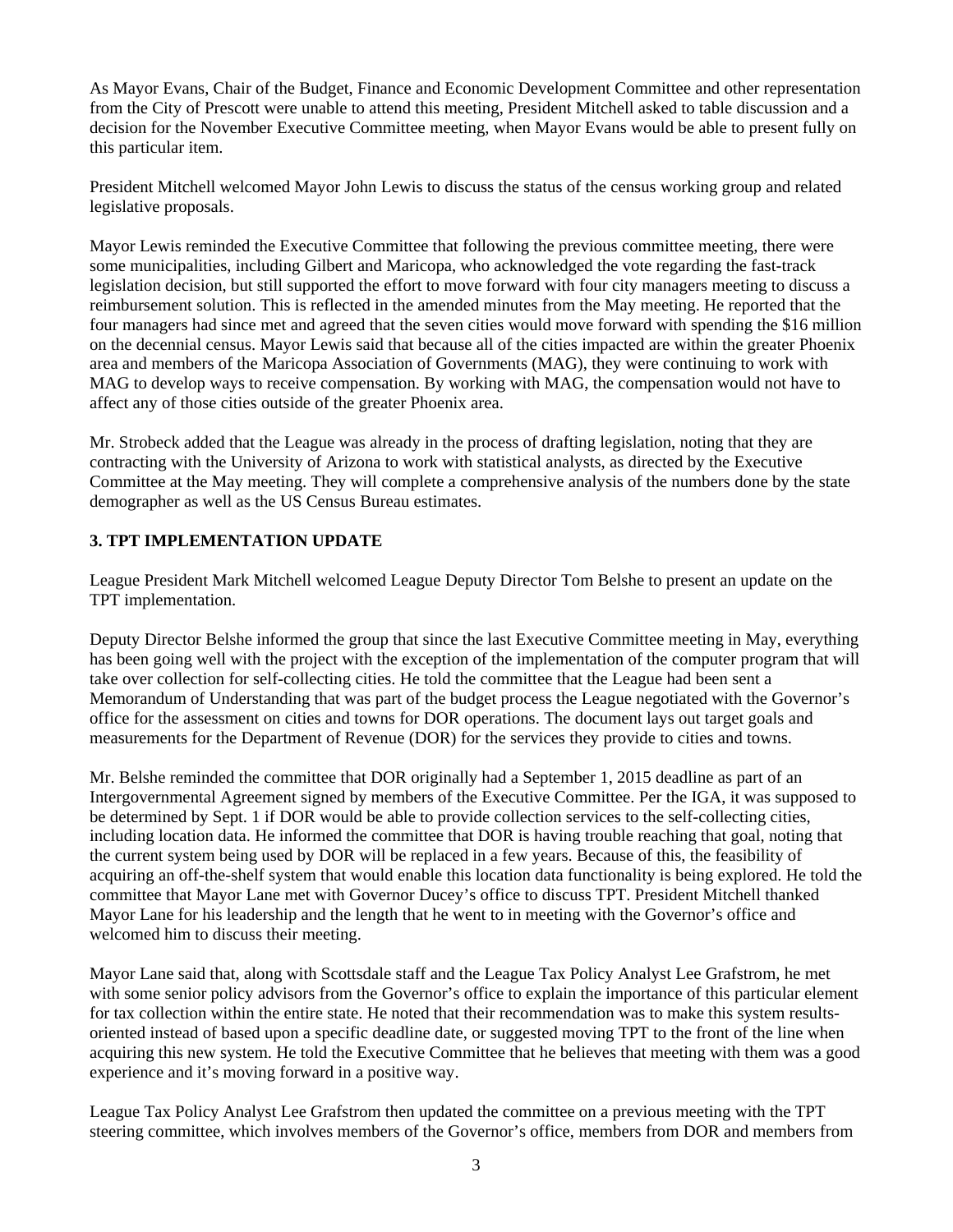As Mayor Evans, Chair of the Budget, Finance and Economic Development Committee and other representation from the City of Prescott were unable to attend this meeting, President Mitchell asked to table discussion and a decision for the November Executive Committee meeting, when Mayor Evans would be able to present fully on this particular item.

President Mitchell welcomed Mayor John Lewis to discuss the status of the census working group and related legislative proposals.

Mayor Lewis reminded the Executive Committee that following the previous committee meeting, there were some municipalities, including Gilbert and Maricopa, who acknowledged the vote regarding the fast-track legislation decision, but still supported the effort to move forward with four city managers meeting to discuss a reimbursement solution. This is reflected in the amended minutes from the May meeting. He reported that the four managers had since met and agreed that the seven cities would move forward with spending the $16 million on the decennial census. Mayor Lewis said that because all of the cities impacted are within the greater Phoenix area and members of the Maricopa Association of Governments (MAG), they were continuing to work with MAG to develop ways to receive compensation. By working with MAG, the compensation would not have to affect any of those cities outside of the greater Phoenix area.

Mr. Strobeck added that the League was already in the process of drafting legislation, noting that they are contracting with the University of Arizona to work with statistical analysts, as directed by the Executive Committee at the May meeting. They will complete a comprehensive analysis of the numbers done by the state demographer as well as the US Census Bureau estimates.

### 3. TPT IMPLEMENTATION UPDATE

League President Mark Mitchell welcomed League Deputy Director Tom Belshe to present an update on the TPT implementation.

Deputy Director Belshe informed the group that since the last Executive Committee meeting in May, everything has been going well with the project with the exception of the implementation of the computer program that will take over collection for self-collecting cities. He told the committee that the League had been sent a Memorandum of Understanding that was part of the budget process the League negotiated with the Governor's office for the assessment on cities and towns for DOR operations. The document lays out target goals and measurements for the Department of Revenue (DOR) for the services they provide to cities and towns.

Mr. Belshe reminded the committee that DOR originally had a September 1, 2015 deadline as part of an Intergovernmental Agreement signed by members of the Executive Committee. Per the IGA, it was supposed to be determined by Sept. 1 if DOR would be able to provide collection services to the self-collecting cities, including location data. He informed the committee that DOR is having trouble reaching that goal, noting that the current system being used by DOR will be replaced in a few years. Because of this, the feasibility of acquiring an off-the-shelf system that would enable this location data functionality is being explored. He told the committee that Mayor Lane met with Governor Ducey's office to discuss TPT. President Mitchell thanked Mayor Lane for his leadership and the length that he went to in meeting with the Governor's office and welcomed him to discuss their meeting.

Mayor Lane said that, along with Scottsdale staff and the League Tax Policy Analyst Lee Grafstrom, he met with some senior policy advisors from the Governor's office to explain the importance of this particular element for tax collection within the entire state. He noted that their recommendation was to make this system results-oriented instead of based upon a specific deadline date, or suggested moving TPT to the front of the line when acquiring this new system. He told the Executive Committee that he believes that meeting with them was a good experience and it's moving forward in a positive way.

League Tax Policy Analyst Lee Grafstrom then updated the committee on a previous meeting with the TPT steering committee, which involves members of the Governor's office, members from DOR and members from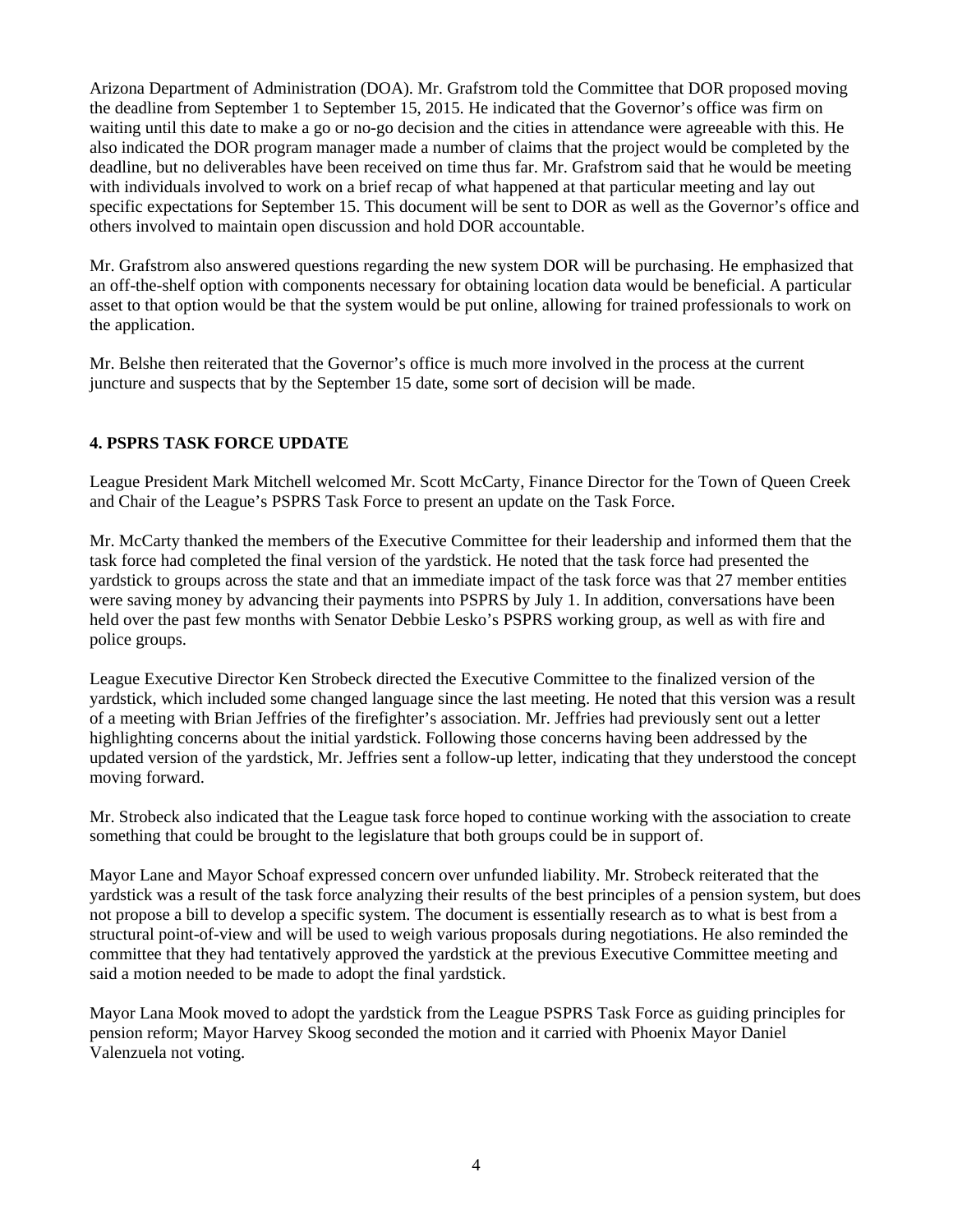Arizona Department of Administration (DOA). Mr. Grafstrom told the Committee that DOR proposed moving the deadline from September 1 to September 15, 2015. He indicated that the Governor's office was firm on waiting until this date to make a go or no-go decision and the cities in attendance were agreeable with this. He also indicated the DOR program manager made a number of claims that the project would be completed by the deadline, but no deliverables have been received on time thus far. Mr. Grafstrom said that he would be meeting with individuals involved to work on a brief recap of what happened at that particular meeting and lay out specific expectations for September 15. This document will be sent to DOR as well as the Governor's office and others involved to maintain open discussion and hold DOR accountable.

Mr. Grafstrom also answered questions regarding the new system DOR will be purchasing. He emphasized that an off-the-shelf option with components necessary for obtaining location data would be beneficial. A particular asset to that option would be that the system would be put online, allowing for trained professionals to work on the application.

Mr. Belshe then reiterated that the Governor's office is much more involved in the process at the current juncture and suspects that by the September 15 date, some sort of decision will be made.

**4. PSPRS TASK FORCE UPDATE**

League President Mark Mitchell welcomed Mr. Scott McCarty, Finance Director for the Town of Queen Creek and Chair of the League's PSPRS Task Force to present an update on the Task Force.

Mr. McCarty thanked the members of the Executive Committee for their leadership and informed them that the task force had completed the final version of the yardstick. He noted that the task force had presented the yardstick to groups across the state and that an immediate impact of the task force was that 27 member entities were saving money by advancing their payments into PSPRS by July 1. In addition, conversations have been held over the past few months with Senator Debbie Lesko's PSPRS working group, as well as with fire and police groups.

League Executive Director Ken Strobeck directed the Executive Committee to the finalized version of the yardstick, which included some changed language since the last meeting. He noted that this version was a result of a meeting with Brian Jeffries of the firefighter's association. Mr. Jeffries had previously sent out a letter highlighting concerns about the initial yardstick. Following those concerns having been addressed by the updated version of the yardstick, Mr. Jeffries sent a follow-up letter, indicating that they understood the concept moving forward.

Mr. Strobeck also indicated that the League task force hoped to continue working with the association to create something that could be brought to the legislature that both groups could be in support of.

Mayor Lane and Mayor Schoaf expressed concern over unfunded liability. Mr. Strobeck reiterated that the yardstick was a result of the task force analyzing their results of the best principles of a pension system, but does not propose a bill to develop a specific system. The document is essentially research as to what is best from a structural point-of-view and will be used to weigh various proposals during negotiations. He also reminded the committee that they had tentatively approved the yardstick at the previous Executive Committee meeting and said a motion needed to be made to adopt the final yardstick.

Mayor Lana Mook moved to adopt the yardstick from the League PSPRS Task Force as guiding principles for pension reform; Mayor Harvey Skoog seconded the motion and it carried with Phoenix Mayor Daniel Valenzuela not voting.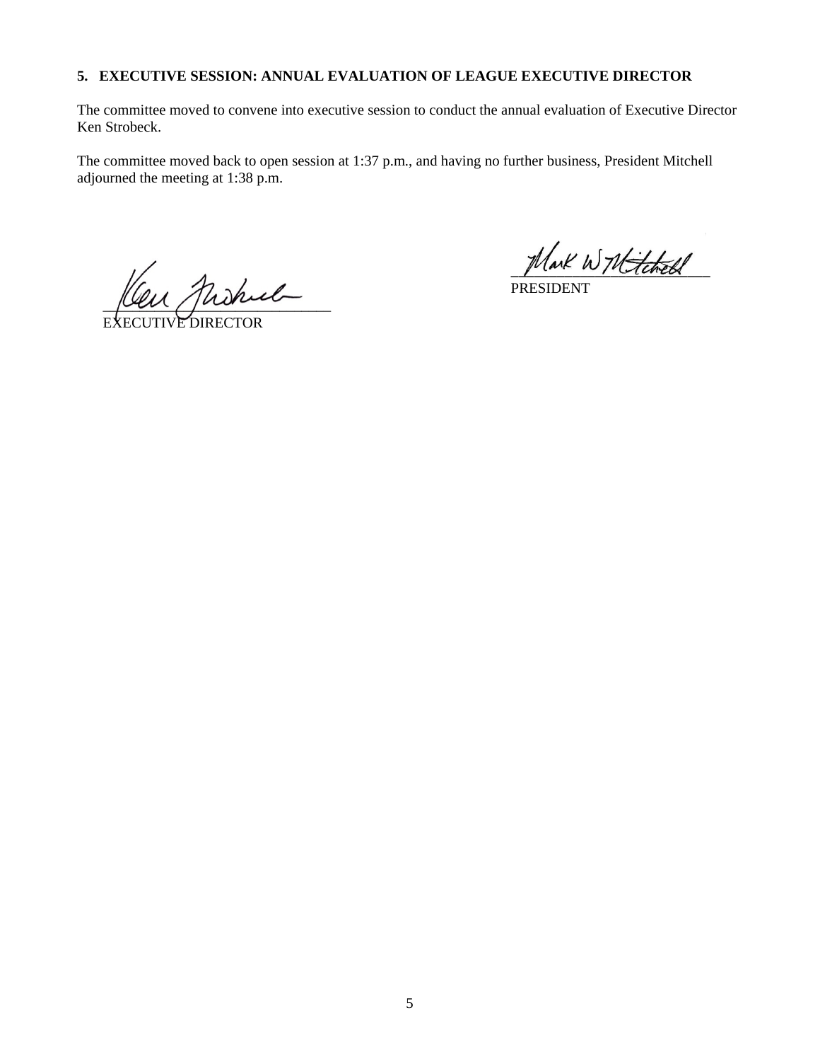**5. EXECUTIVE SESSION: ANNUAL EVALUATION OF LEAGUE EXECUTIVE DIRECTOR**

The committee moved to convene into executive session to conduct the annual evaluation of Executive Director Ken Strobeck.

The committee moved back to open session at 1:37 p.m., and having no further business, President Mitchell adjourned the meeting at 1:38 p.m.

Ken Strobeck
EXECUTIVE DIRECTOR

Mark W Mitchell
PRESIDENT